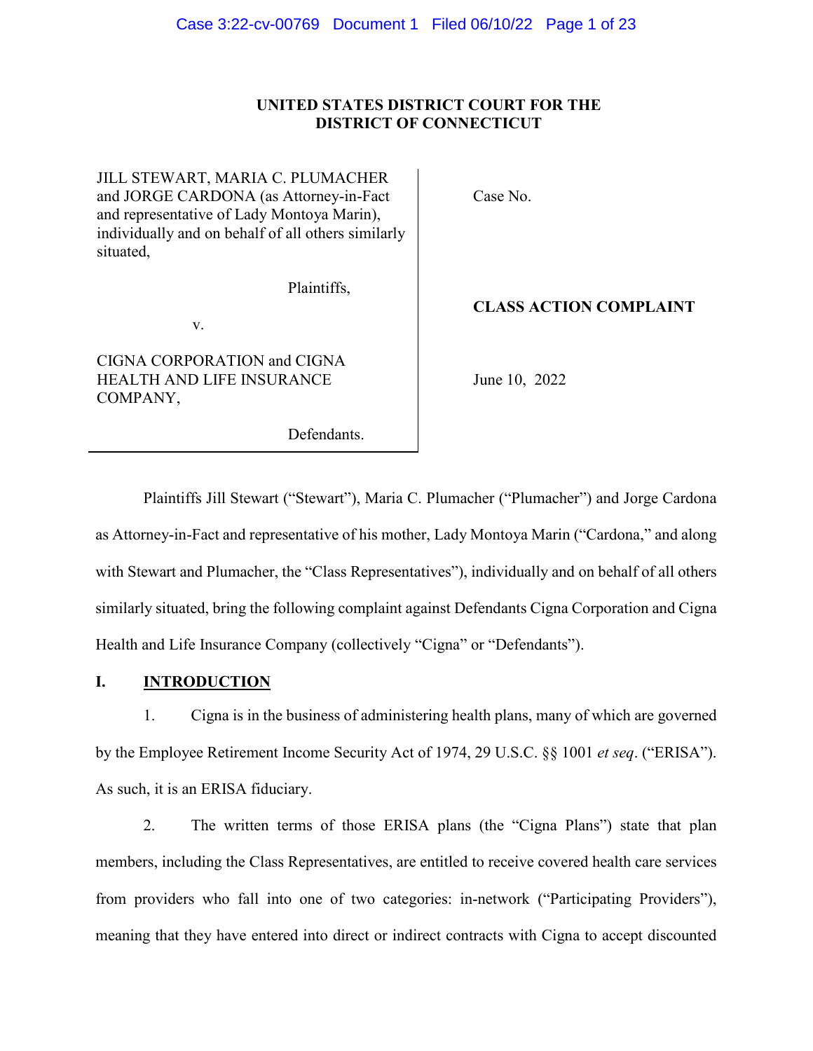**UNITED STATES DISTRICT COURT FOR THE DISTRICT OF CONNECTICUT**

| | |
|---|---|
| JILL STEWART, MARIA C. PLUMACHER and JORGE CARDONA (as Attorney-in-Fact and representative of Lady Montoya Marin), individually and on behalf of all others similarly situated, | Case No. |
| Plaintiffs, | |
| v. | **CLASS ACTION COMPLAINT** |
| CIGNA CORPORATION and CIGNA HEALTH AND LIFE INSURANCE COMPANY, | June 10, 2022 |
| Defendants. | |

Plaintiffs Jill Stewart ("Stewart"), Maria C. Plumacher ("Plumacher") and Jorge Cardona as Attorney-in-Fact and representative of his mother, Lady Montoya Marin ("Cardona," and along with Stewart and Plumacher, the "Class Representatives"), individually and on behalf of all others similarly situated, bring the following complaint against Defendants Cigna Corporation and Cigna Health and Life Insurance Company (collectively "Cigna" or "Defendants").

## I. INTRODUCTION

1. Cigna is in the business of administering health plans, many of which are governed by the Employee Retirement Income Security Act of 1974, 29 U.S.C. §§ 1001 *et seq*. ("ERISA"). As such, it is an ERISA fiduciary.

2. The written terms of those ERISA plans (the "Cigna Plans") state that plan members, including the Class Representatives, are entitled to receive covered health care services from providers who fall into one of two categories: in-network ("Participating Providers"), meaning that they have entered into direct or indirect contracts with Cigna to accept discounted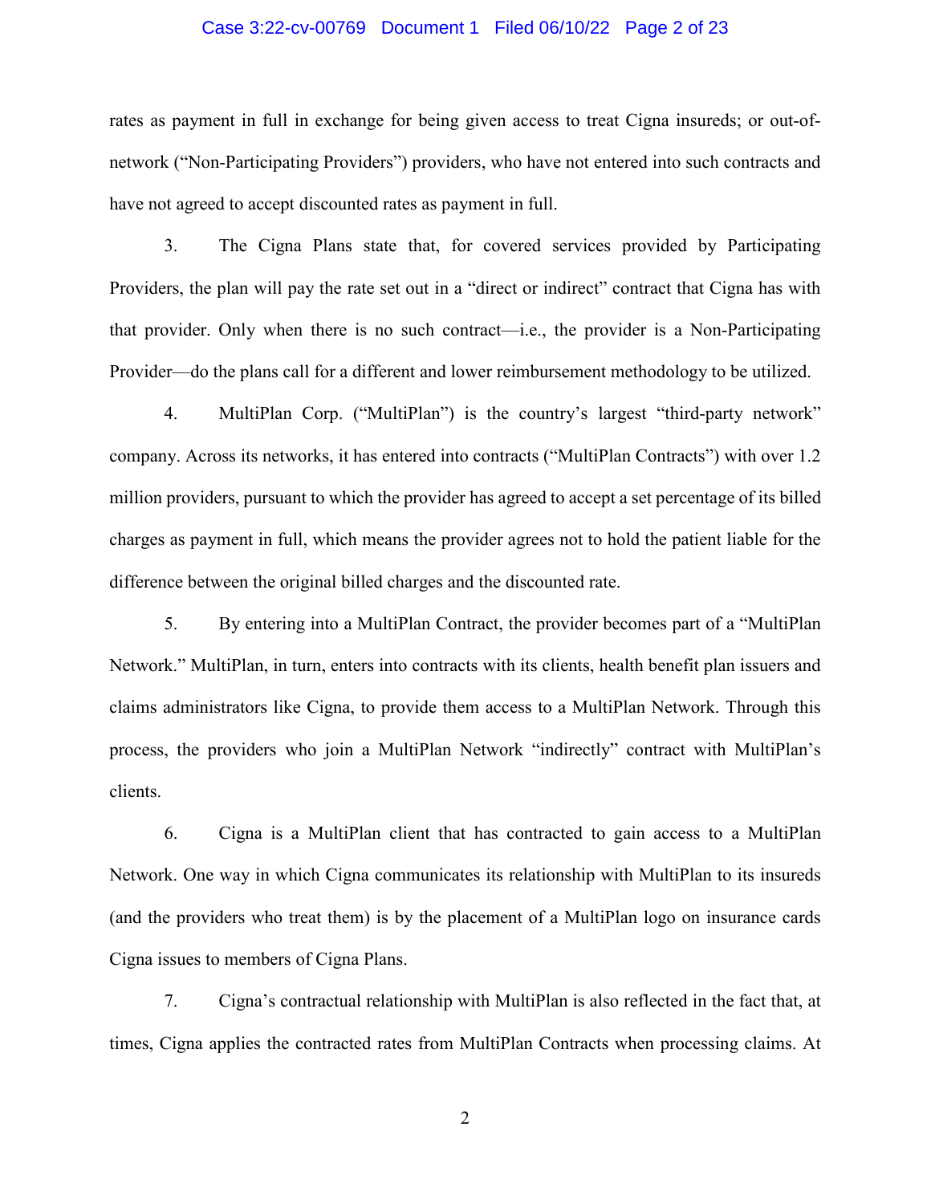rates as payment in full in exchange for being given access to treat Cigna insureds; or out-of-network ("Non-Participating Providers") providers, who have not entered into such contracts and have not agreed to accept discounted rates as payment in full.

3. The Cigna Plans state that, for covered services provided by Participating Providers, the plan will pay the rate set out in a "direct or indirect" contract that Cigna has with that provider. Only when there is no such contract—i.e., the provider is a Non-Participating Provider—do the plans call for a different and lower reimbursement methodology to be utilized.

4. MultiPlan Corp. ("MultiPlan") is the country's largest "third-party network" company. Across its networks, it has entered into contracts ("MultiPlan Contracts") with over 1.2 million providers, pursuant to which the provider has agreed to accept a set percentage of its billed charges as payment in full, which means the provider agrees not to hold the patient liable for the difference between the original billed charges and the discounted rate.

5. By entering into a MultiPlan Contract, the provider becomes part of a "MultiPlan Network." MultiPlan, in turn, enters into contracts with its clients, health benefit plan issuers and claims administrators like Cigna, to provide them access to a MultiPlan Network. Through this process, the providers who join a MultiPlan Network "indirectly" contract with MultiPlan's clients.

6. Cigna is a MultiPlan client that has contracted to gain access to a MultiPlan Network. One way in which Cigna communicates its relationship with MultiPlan to its insureds (and the providers who treat them) is by the placement of a MultiPlan logo on insurance cards Cigna issues to members of Cigna Plans.

7. Cigna's contractual relationship with MultiPlan is also reflected in the fact that, at times, Cigna applies the contracted rates from MultiPlan Contracts when processing claims. At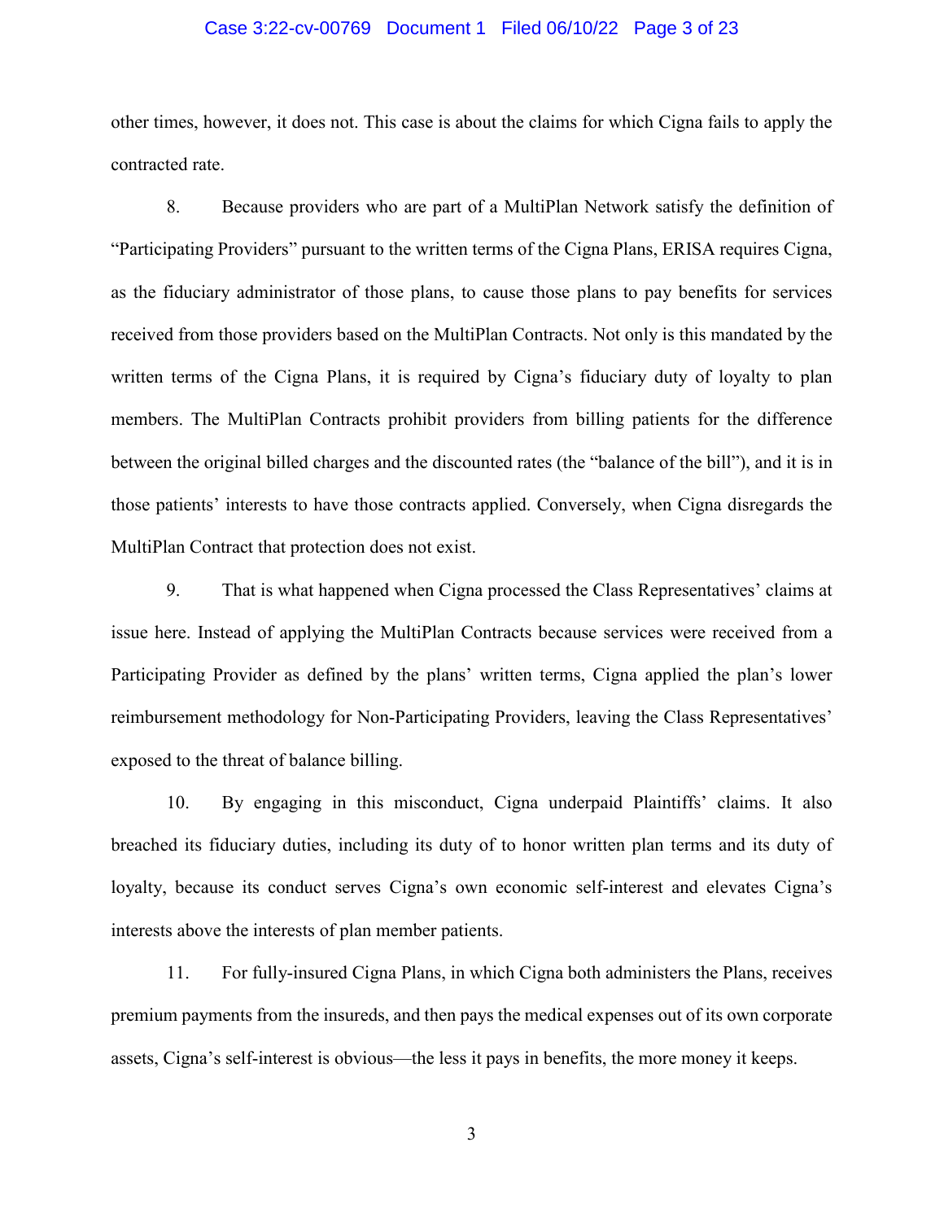other times, however, it does not. This case is about the claims for which Cigna fails to apply the contracted rate.

8. Because providers who are part of a MultiPlan Network satisfy the definition of "Participating Providers" pursuant to the written terms of the Cigna Plans, ERISA requires Cigna, as the fiduciary administrator of those plans, to cause those plans to pay benefits for services received from those providers based on the MultiPlan Contracts. Not only is this mandated by the written terms of the Cigna Plans, it is required by Cigna's fiduciary duty of loyalty to plan members. The MultiPlan Contracts prohibit providers from billing patients for the difference between the original billed charges and the discounted rates (the "balance of the bill"), and it is in those patients' interests to have those contracts applied. Conversely, when Cigna disregards the MultiPlan Contract that protection does not exist.

9. That is what happened when Cigna processed the Class Representatives' claims at issue here. Instead of applying the MultiPlan Contracts because services were received from a Participating Provider as defined by the plans' written terms, Cigna applied the plan's lower reimbursement methodology for Non-Participating Providers, leaving the Class Representatives' exposed to the threat of balance billing.

10. By engaging in this misconduct, Cigna underpaid Plaintiffs' claims. It also breached its fiduciary duties, including its duty of to honor written plan terms and its duty of loyalty, because its conduct serves Cigna's own economic self-interest and elevates Cigna's interests above the interests of plan member patients.

11. For fully-insured Cigna Plans, in which Cigna both administers the Plans, receives premium payments from the insureds, and then pays the medical expenses out of its own corporate assets, Cigna's self-interest is obvious—the less it pays in benefits, the more money it keeps.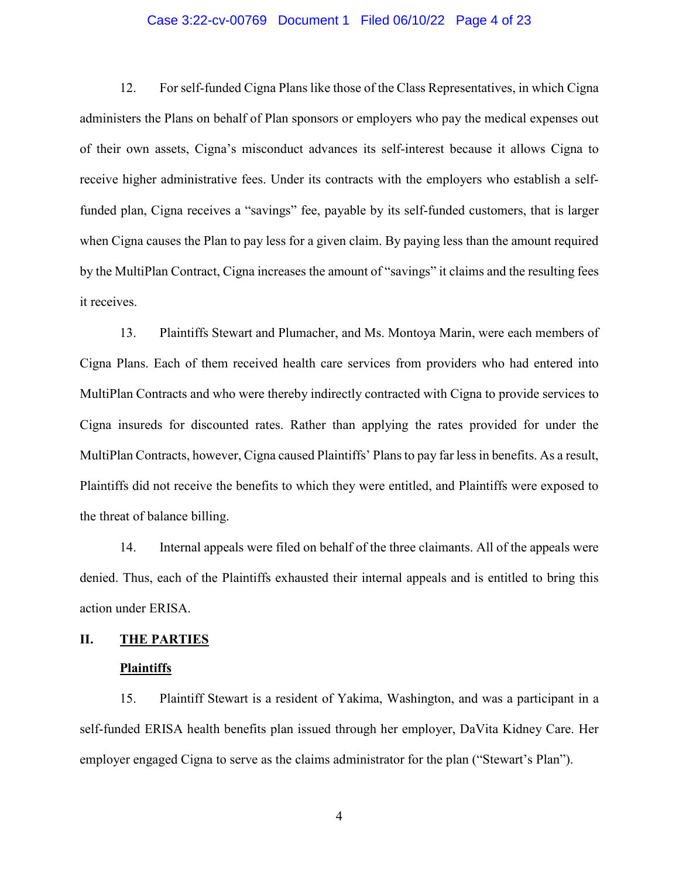12. For self-funded Cigna Plans like those of the Class Representatives, in which Cigna administers the Plans on behalf of Plan sponsors or employers who pay the medical expenses out of their own assets, Cigna's misconduct advances its self-interest because it allows Cigna to receive higher administrative fees. Under its contracts with the employers who establish a self-funded plan, Cigna receives a "savings" fee, payable by its self-funded customers, that is larger when Cigna causes the Plan to pay less for a given claim. By paying less than the amount required by the MultiPlan Contract, Cigna increases the amount of "savings" it claims and the resulting fees it receives.

13. Plaintiffs Stewart and Plumacher, and Ms. Montoya Marin, were each members of Cigna Plans. Each of them received health care services from providers who had entered into MultiPlan Contracts and who were thereby indirectly contracted with Cigna to provide services to Cigna insureds for discounted rates. Rather than applying the rates provided for under the MultiPlan Contracts, however, Cigna caused Plaintiffs' Plans to pay far less in benefits. As a result, Plaintiffs did not receive the benefits to which they were entitled, and Plaintiffs were exposed to the threat of balance billing.

14. Internal appeals were filed on behalf of the three claimants. All of the appeals were denied. Thus, each of the Plaintiffs exhausted their internal appeals and is entitled to bring this action under ERISA.

## II. THE PARTIES

### Plaintiffs

15. Plaintiff Stewart is a resident of Yakima, Washington, and was a participant in a self-funded ERISA health benefits plan issued through her employer, DaVita Kidney Care. Her employer engaged Cigna to serve as the claims administrator for the plan ("Stewart's Plan").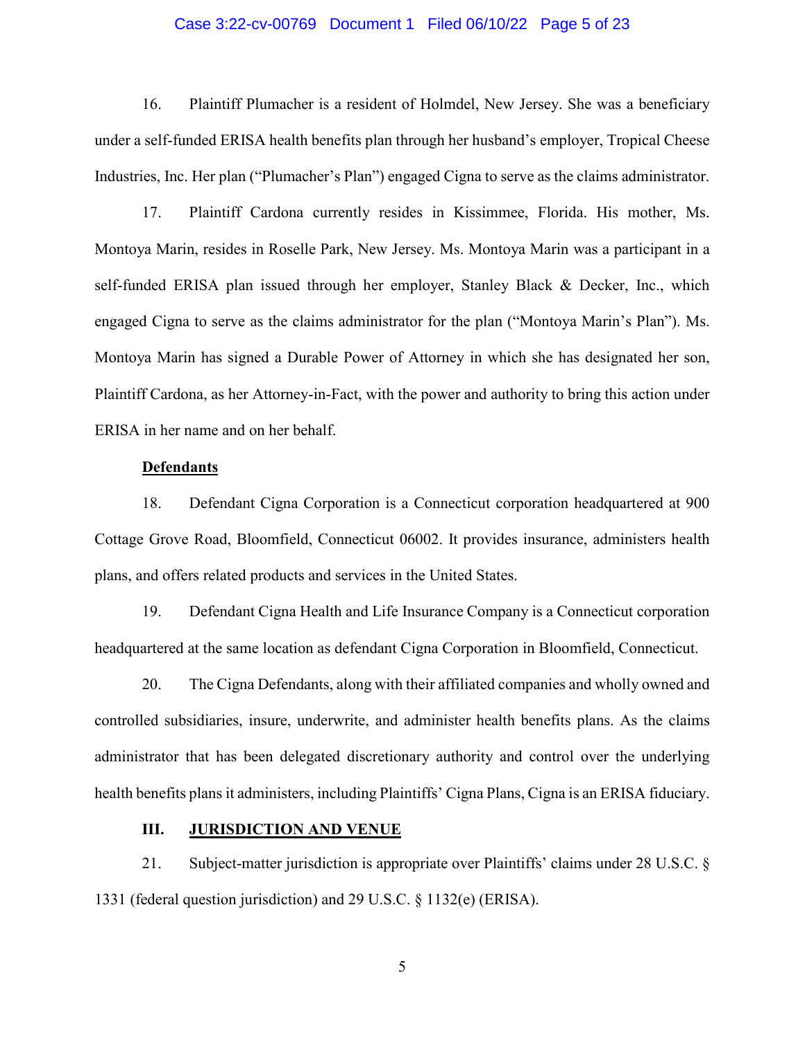16. Plaintiff Plumacher is a resident of Holmdel, New Jersey. She was a beneficiary under a self-funded ERISA health benefits plan through her husband's employer, Tropical Cheese Industries, Inc. Her plan ("Plumacher's Plan") engaged Cigna to serve as the claims administrator.

17. Plaintiff Cardona currently resides in Kissimmee, Florida. His mother, Ms. Montoya Marin, resides in Roselle Park, New Jersey. Ms. Montoya Marin was a participant in a self-funded ERISA plan issued through her employer, Stanley Black & Decker, Inc., which engaged Cigna to serve as the claims administrator for the plan ("Montoya Marin's Plan"). Ms. Montoya Marin has signed a Durable Power of Attorney in which she has designated her son, Plaintiff Cardona, as her Attorney-in-Fact, with the power and authority to bring this action under ERISA in her name and on her behalf.

**Defendants**

18. Defendant Cigna Corporation is a Connecticut corporation headquartered at 900 Cottage Grove Road, Bloomfield, Connecticut 06002. It provides insurance, administers health plans, and offers related products and services in the United States.

19. Defendant Cigna Health and Life Insurance Company is a Connecticut corporation headquartered at the same location as defendant Cigna Corporation in Bloomfield, Connecticut.

20. The Cigna Defendants, along with their affiliated companies and wholly owned and controlled subsidiaries, insure, underwrite, and administer health benefits plans. As the claims administrator that has been delegated discretionary authority and control over the underlying health benefits plans it administers, including Plaintiffs' Cigna Plans, Cigna is an ERISA fiduciary.

## III. JURISDICTION AND VENUE

21. Subject-matter jurisdiction is appropriate over Plaintiffs' claims under 28 U.S.C. § 1331 (federal question jurisdiction) and 29 U.S.C. § 1132(e) (ERISA).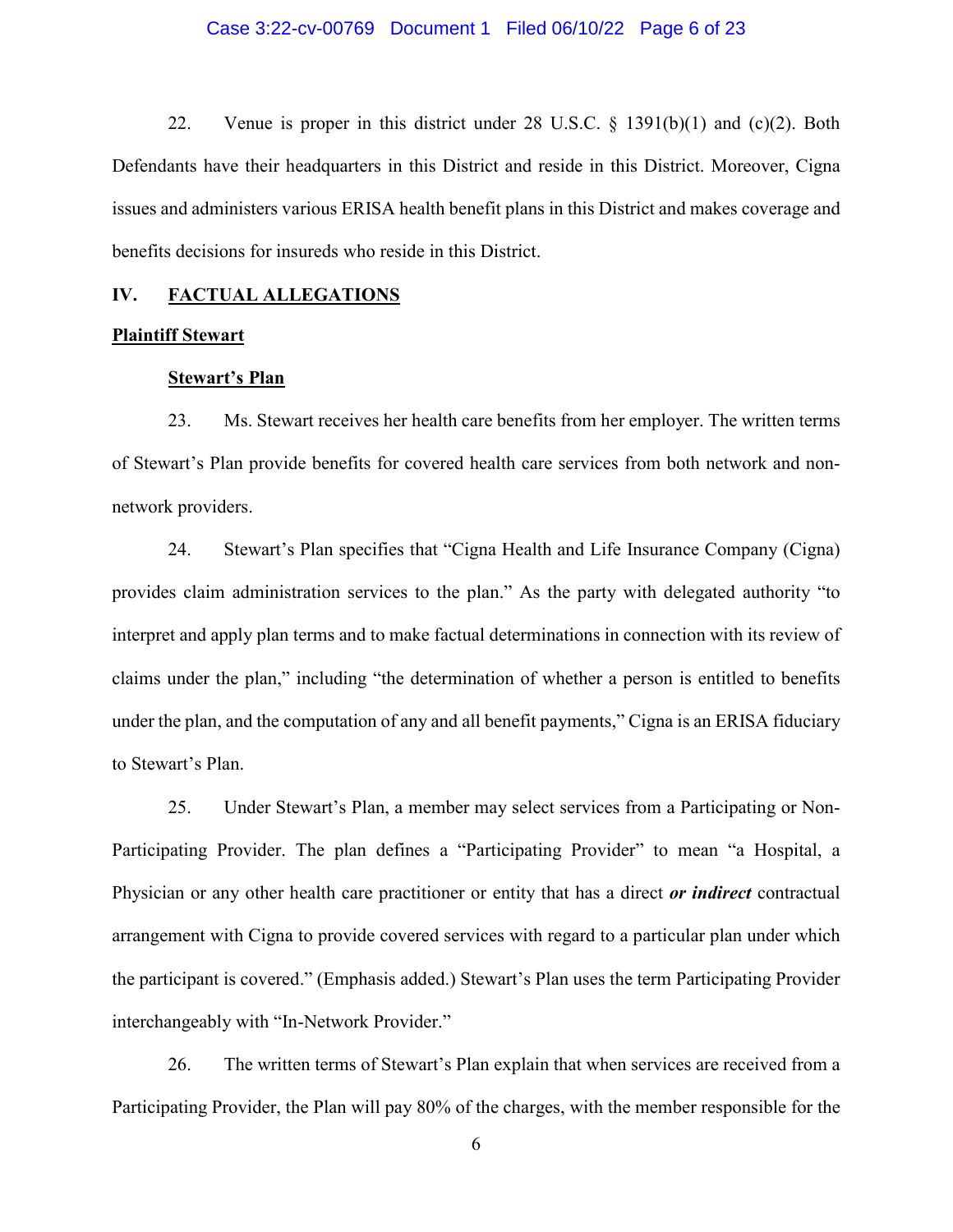22. Venue is proper in this district under 28 U.S.C. § 1391(b)(1) and (c)(2). Both Defendants have their headquarters in this District and reside in this District. Moreover, Cigna issues and administers various ERISA health benefit plans in this District and makes coverage and benefits decisions for insureds who reside in this District.

## IV. <u>FACTUAL ALLEGATIONS</u>

**<u>Plaintiff Stewart</u>**

**<u>Stewart's Plan</u>**

23. Ms. Stewart receives her health care benefits from her employer. The written terms of Stewart's Plan provide benefits for covered health care services from both network and non-network providers.

24. Stewart's Plan specifies that "Cigna Health and Life Insurance Company (Cigna) provides claim administration services to the plan." As the party with delegated authority "to interpret and apply plan terms and to make factual determinations in connection with its review of claims under the plan," including "the determination of whether a person is entitled to benefits under the plan, and the computation of any and all benefit payments," Cigna is an ERISA fiduciary to Stewart's Plan.

25. Under Stewart's Plan, a member may select services from a Participating or Non-Participating Provider. The plan defines a "Participating Provider" to mean "a Hospital, a Physician or any other health care practitioner or entity that has a direct ***or indirect*** contractual arrangement with Cigna to provide covered services with regard to a particular plan under which the participant is covered." (Emphasis added.) Stewart's Plan uses the term Participating Provider interchangeably with "In-Network Provider."

26. The written terms of Stewart's Plan explain that when services are received from a Participating Provider, the Plan will pay 80% of the charges, with the member responsible for the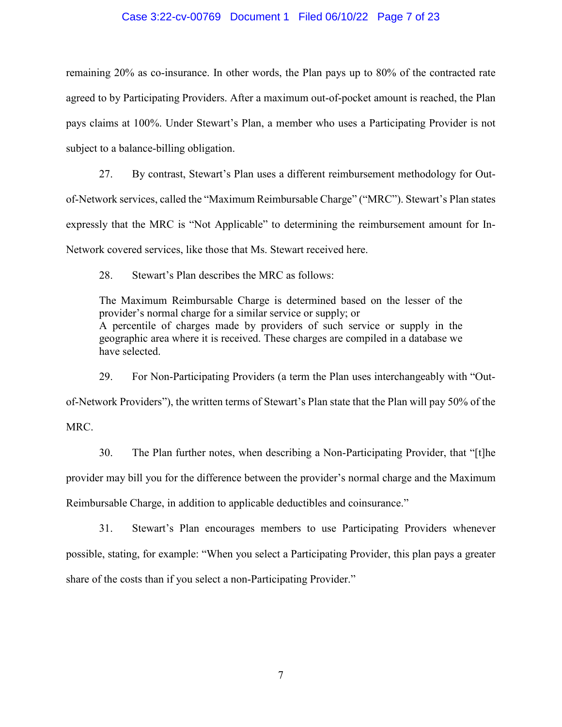remaining 20% as co-insurance. In other words, the Plan pays up to 80% of the contracted rate agreed to by Participating Providers. After a maximum out-of-pocket amount is reached, the Plan pays claims at 100%. Under Stewart's Plan, a member who uses a Participating Provider is not subject to a balance-billing obligation.

27. By contrast, Stewart's Plan uses a different reimbursement methodology for Out-of-Network services, called the "Maximum Reimbursable Charge" ("MRC"). Stewart's Plan states expressly that the MRC is "Not Applicable" to determining the reimbursement amount for In-Network covered services, like those that Ms. Stewart received here.

28. Stewart's Plan describes the MRC as follows:

> The Maximum Reimbursable Charge is determined based on the lesser of the provider's normal charge for a similar service or supply; or
> A percentile of charges made by providers of such service or supply in the geographic area where it is received. These charges are compiled in a database we have selected.

29. For Non-Participating Providers (a term the Plan uses interchangeably with "Out-of-Network Providers"), the written terms of Stewart's Plan state that the Plan will pay 50% of the MRC.

30. The Plan further notes, when describing a Non-Participating Provider, that "[t]he provider may bill you for the difference between the provider's normal charge and the Maximum Reimbursable Charge, in addition to applicable deductibles and coinsurance."

31. Stewart's Plan encourages members to use Participating Providers whenever possible, stating, for example: "When you select a Participating Provider, this plan pays a greater share of the costs than if you select a non-Participating Provider."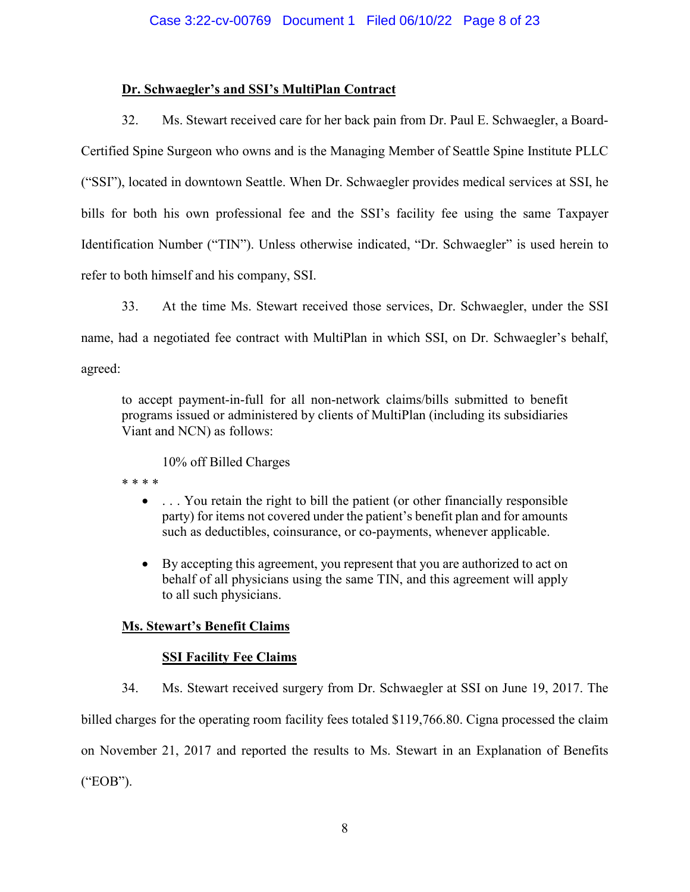**Dr. Schwaegler's and SSI's MultiPlan Contract**

32. Ms. Stewart received care for her back pain from Dr. Paul E. Schwaegler, a Board-Certified Spine Surgeon who owns and is the Managing Member of Seattle Spine Institute PLLC ("SSI"), located in downtown Seattle. When Dr. Schwaegler provides medical services at SSI, he bills for both his own professional fee and the SSI's facility fee using the same Taxpayer Identification Number ("TIN"). Unless otherwise indicated, "Dr. Schwaegler" is used herein to refer to both himself and his company, SSI.

33. At the time Ms. Stewart received those services, Dr. Schwaegler, under the SSI name, had a negotiated fee contract with MultiPlan in which SSI, on Dr. Schwaegler's behalf, agreed:

> to accept payment-in-full for all non-network claims/bills submitted to benefit programs issued or administered by clients of MultiPlan (including its subsidiaries Viant and NCN) as follows:
>
> 10% off Billed Charges
>
> * * * *
>
> - . . . You retain the right to bill the patient (or other financially responsible party) for items not covered under the patient's benefit plan and for amounts such as deductibles, coinsurance, or co-payments, whenever applicable.
>
> - By accepting this agreement, you represent that you are authorized to act on behalf of all physicians using the same TIN, and this agreement will apply to all such physicians.

**Ms. Stewart's Benefit Claims**

**SSI Facility Fee Claims**

34. Ms. Stewart received surgery from Dr. Schwaegler at SSI on June 19, 2017. The billed charges for the operating room facility fees totaled $119,766.80. Cigna processed the claim on November 21, 2017 and reported the results to Ms. Stewart in an Explanation of Benefits ("EOB").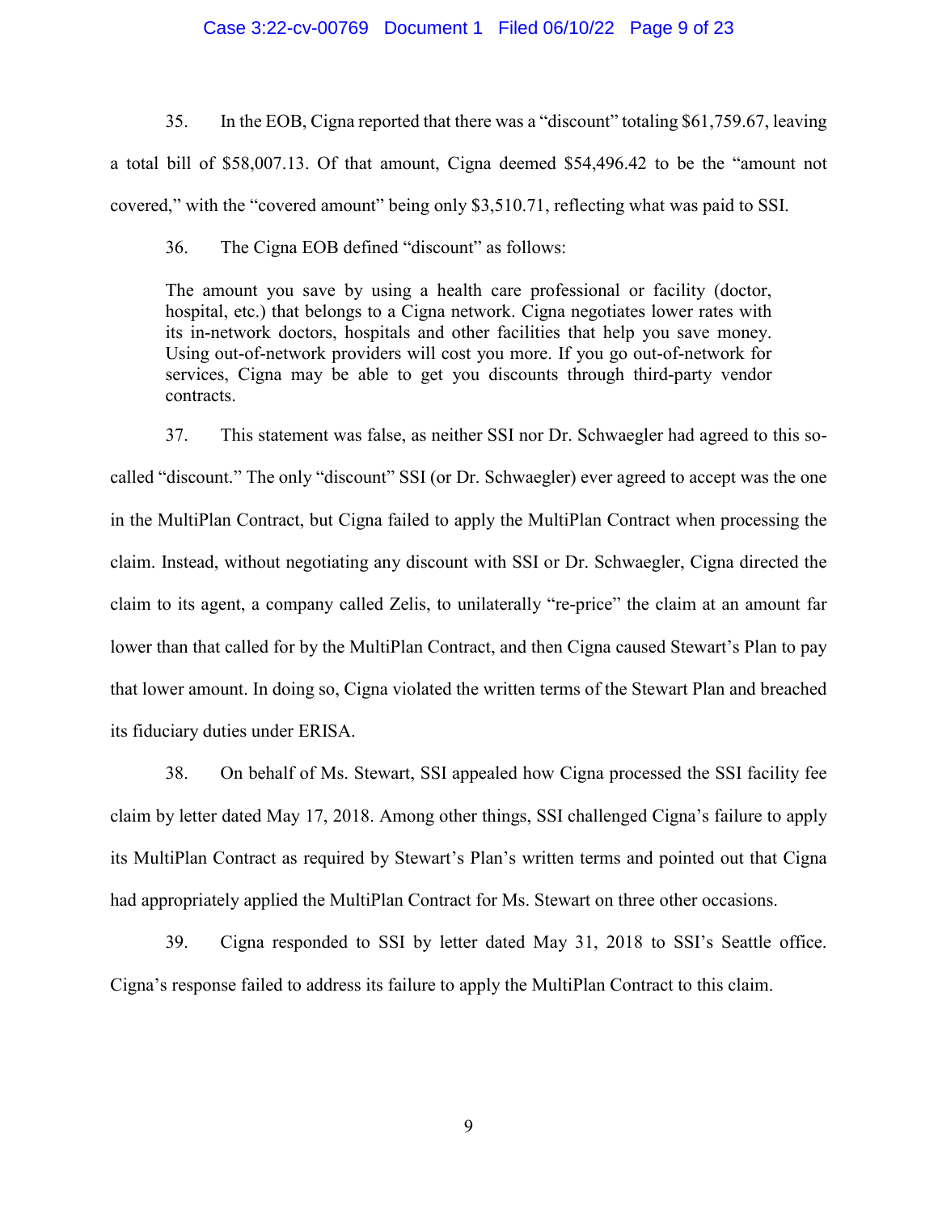35. In the EOB, Cigna reported that there was a "discount" totaling $61,759.67, leaving a total bill of $58,007.13. Of that amount, Cigna deemed $54,496.42 to be the "amount not covered," with the "covered amount" being only $3,510.71, reflecting what was paid to SSI.

36. The Cigna EOB defined "discount" as follows:

> The amount you save by using a health care professional or facility (doctor, hospital, etc.) that belongs to a Cigna network. Cigna negotiates lower rates with its in-network doctors, hospitals and other facilities that help you save money. Using out-of-network providers will cost you more. If you go out-of-network for services, Cigna may be able to get you discounts through third-party vendor contracts.

37. This statement was false, as neither SSI nor Dr. Schwaegler had agreed to this so-called "discount." The only "discount" SSI (or Dr. Schwaegler) ever agreed to accept was the one in the MultiPlan Contract, but Cigna failed to apply the MultiPlan Contract when processing the claim. Instead, without negotiating any discount with SSI or Dr. Schwaegler, Cigna directed the claim to its agent, a company called Zelis, to unilaterally "re-price" the claim at an amount far lower than that called for by the MultiPlan Contract, and then Cigna caused Stewart's Plan to pay that lower amount. In doing so, Cigna violated the written terms of the Stewart Plan and breached its fiduciary duties under ERISA.

38. On behalf of Ms. Stewart, SSI appealed how Cigna processed the SSI facility fee claim by letter dated May 17, 2018. Among other things, SSI challenged Cigna's failure to apply its MultiPlan Contract as required by Stewart's Plan's written terms and pointed out that Cigna had appropriately applied the MultiPlan Contract for Ms. Stewart on three other occasions.

39. Cigna responded to SSI by letter dated May 31, 2018 to SSI's Seattle office. Cigna's response failed to address its failure to apply the MultiPlan Contract to this claim.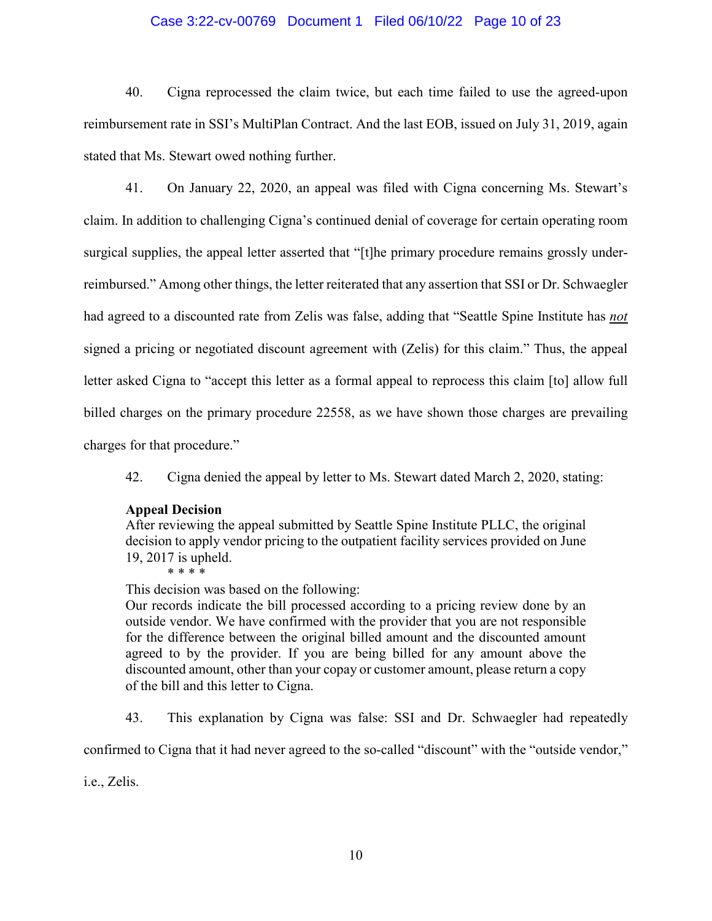40. Cigna reprocessed the claim twice, but each time failed to use the agreed-upon reimbursement rate in SSI's MultiPlan Contract. And the last EOB, issued on July 31, 2019, again stated that Ms. Stewart owed nothing further.

41. On January 22, 2020, an appeal was filed with Cigna concerning Ms. Stewart's claim. In addition to challenging Cigna's continued denial of coverage for certain operating room surgical supplies, the appeal letter asserted that "[t]he primary procedure remains grossly under-reimbursed." Among other things, the letter reiterated that any assertion that SSI or Dr. Schwaegler had agreed to a discounted rate from Zelis was false, adding that "Seattle Spine Institute has ***not*** signed a pricing or negotiated discount agreement with (Zelis) for this claim." Thus, the appeal letter asked Cigna to "accept this letter as a formal appeal to reprocess this claim [to] allow full billed charges on the primary procedure 22558, as we have shown those charges are prevailing charges for that procedure."

42. Cigna denied the appeal by letter to Ms. Stewart dated March 2, 2020, stating:

> **Appeal Decision**
> After reviewing the appeal submitted by Seattle Spine Institute PLLC, the original decision to apply vendor pricing to the outpatient facility services provided on June 19, 2017 is upheld.
>
> \* \* \* \*
>
> This decision was based on the following:
> Our records indicate the bill processed according to a pricing review done by an outside vendor. We have confirmed with the provider that you are not responsible for the difference between the original billed amount and the discounted amount agreed to by the provider. If you are being billed for any amount above the discounted amount, other than your copay or customer amount, please return a copy of the bill and this letter to Cigna.

43. This explanation by Cigna was false: SSI and Dr. Schwaegler had repeatedly confirmed to Cigna that it had never agreed to the so-called "discount" with the "outside vendor," i.e., Zelis.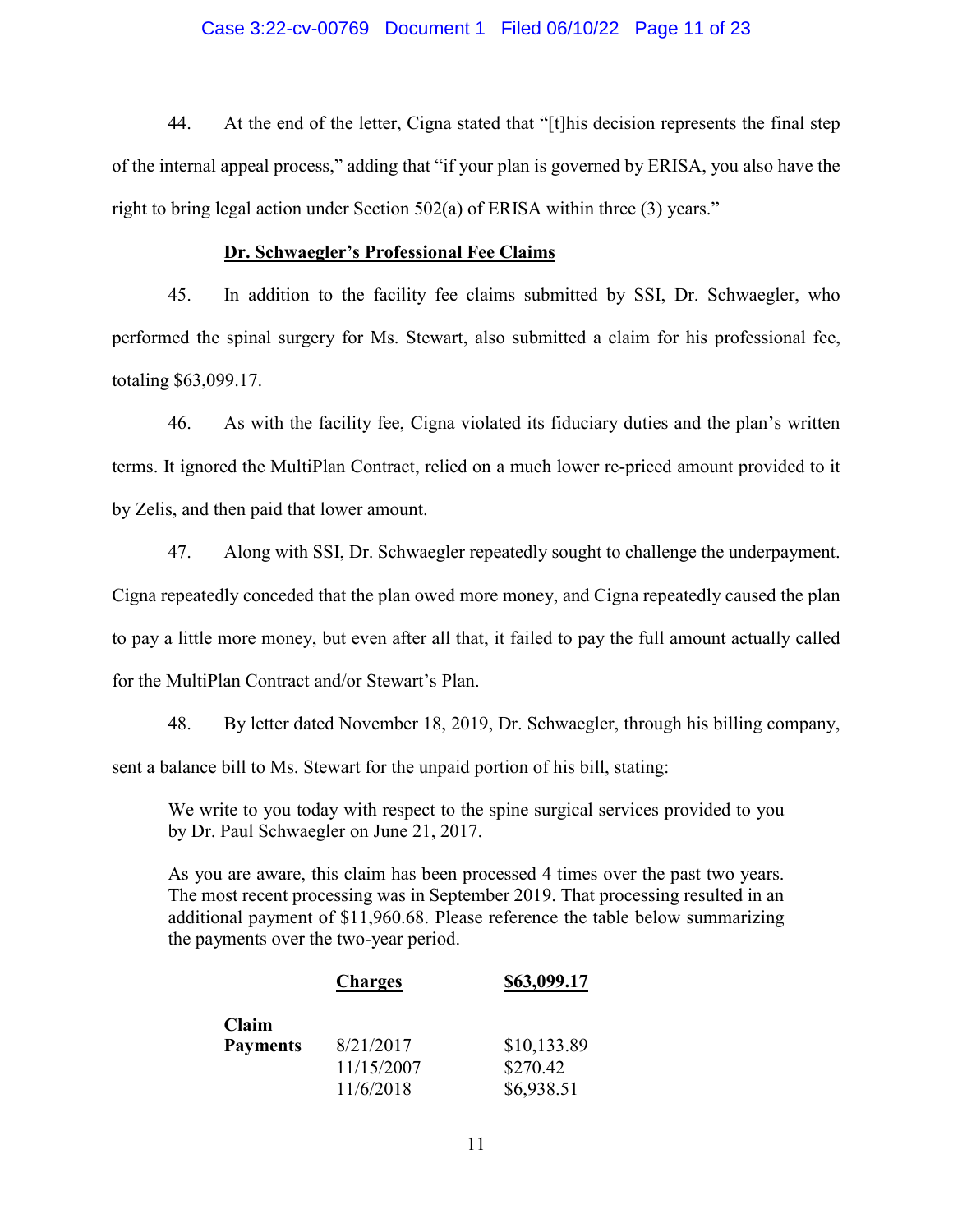44. At the end of the letter, Cigna stated that "[t]his decision represents the final step of the internal appeal process," adding that "if your plan is governed by ERISA, you also have the right to bring legal action under Section 502(a) of ERISA within three (3) years."

## Dr. Schwaegler's Professional Fee Claims

45. In addition to the facility fee claims submitted by SSI, Dr. Schwaegler, who performed the spinal surgery for Ms. Stewart, also submitted a claim for his professional fee, totaling $63,099.17.

46. As with the facility fee, Cigna violated its fiduciary duties and the plan's written terms. It ignored the MultiPlan Contract, relied on a much lower re-priced amount provided to it by Zelis, and then paid that lower amount.

47. Along with SSI, Dr. Schwaegler repeatedly sought to challenge the underpayment. Cigna repeatedly conceded that the plan owed more money, and Cigna repeatedly caused the plan to pay a little more money, but even after all that, it failed to pay the full amount actually called for the MultiPlan Contract and/or Stewart's Plan.

48. By letter dated November 18, 2019, Dr. Schwaegler, through his billing company, sent a balance bill to Ms. Stewart for the unpaid portion of his bill, stating:

> We write to you today with respect to the spine surgical services provided to you by Dr. Paul Schwaegler on June 21, 2017.
>
> As you are aware, this claim has been processed 4 times over the past two years. The most recent processing was in September 2019. That processing resulted in an additional payment of $11,960.68. Please reference the table below summarizing the payments over the two-year period.

| | **Charges** | **$63,099.17** |
|---|---|---|
| **Claim Payments** | 8/21/2017 | $10,133.89 |
| | 11/15/2007 | $270.42 |
| | 11/6/2018 | $6,938.51 |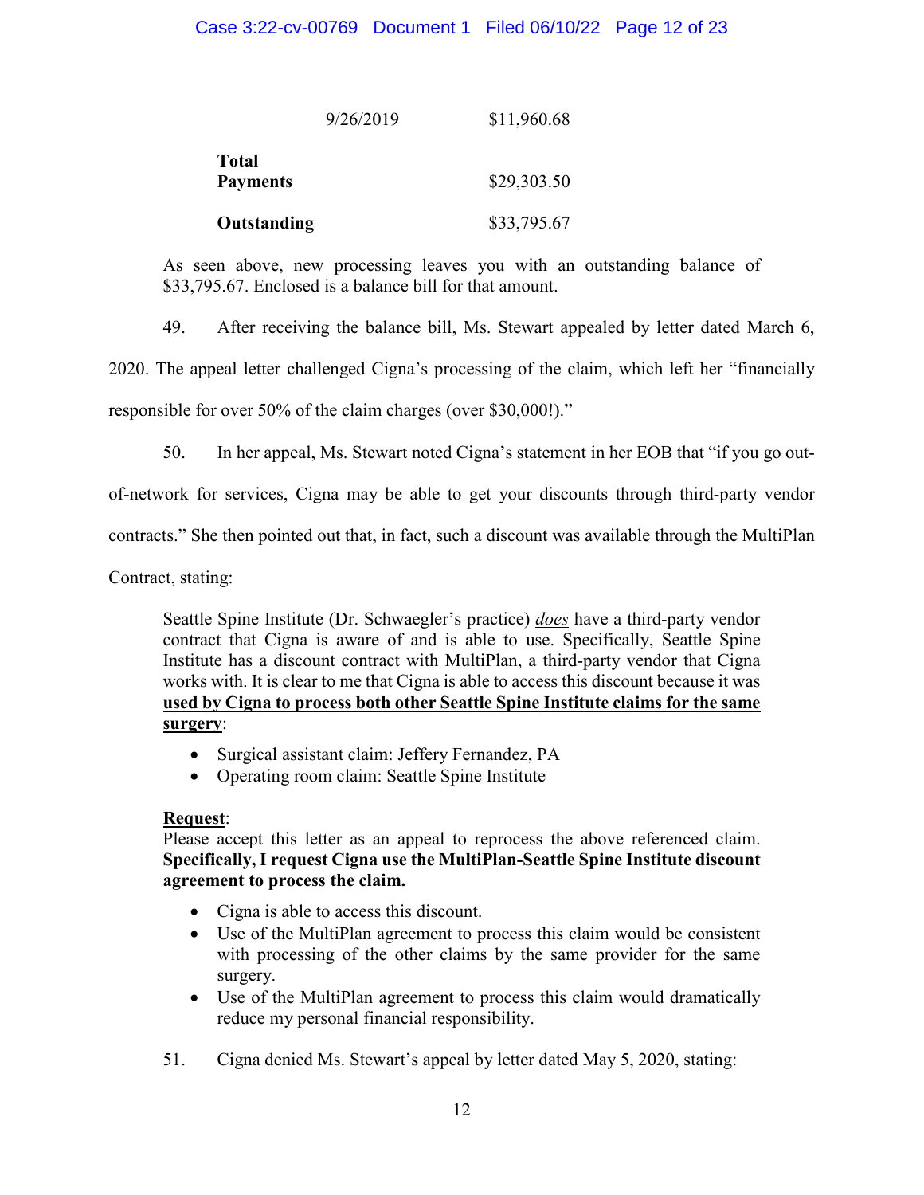| | |
|---|---|
| 9/26/2019 | $11,960.68 |
| **Total Payments** | $29,303.50 |
| **Outstanding** | $33,795.67 |

> As seen above, new processing leaves you with an outstanding balance of $33,795.67. Enclosed is a balance bill for that amount.

49. After receiving the balance bill, Ms. Stewart appealed by letter dated March 6, 2020. The appeal letter challenged Cigna's processing of the claim, which left her "financially responsible for over 50% of the claim charges (over $30,000!)."

50. In her appeal, Ms. Stewart noted Cigna's statement in her EOB that "if you go out-of-network for services, Cigna may be able to get your discounts through third-party vendor contracts." She then pointed out that, in fact, such a discount was available through the MultiPlan Contract, stating:

> Seattle Spine Institute (Dr. Schwaegler's practice) ***does*** have a third-party vendor contract that Cigna is aware of and is able to use. Specifically, Seattle Spine Institute has a discount contract with MultiPlan, a third-party vendor that Cigna works with. It is clear to me that Cigna is able to access this discount because it was **used by Cigna to process both other Seattle Spine Institute claims for the same surgery**:
>
> - Surgical assistant claim: Jeffery Fernandez, PA
> - Operating room claim: Seattle Spine Institute
>
> **Request**:
> Please accept this letter as an appeal to reprocess the above referenced claim. **Specifically, I request Cigna use the MultiPlan-Seattle Spine Institute discount agreement to process the claim.**
>
> - Cigna is able to access this discount.
> - Use of the MultiPlan agreement to process this claim would be consistent with processing of the other claims by the same provider for the same surgery.
> - Use of the MultiPlan agreement to process this claim would dramatically reduce my personal financial responsibility.

51. Cigna denied Ms. Stewart's appeal by letter dated May 5, 2020, stating: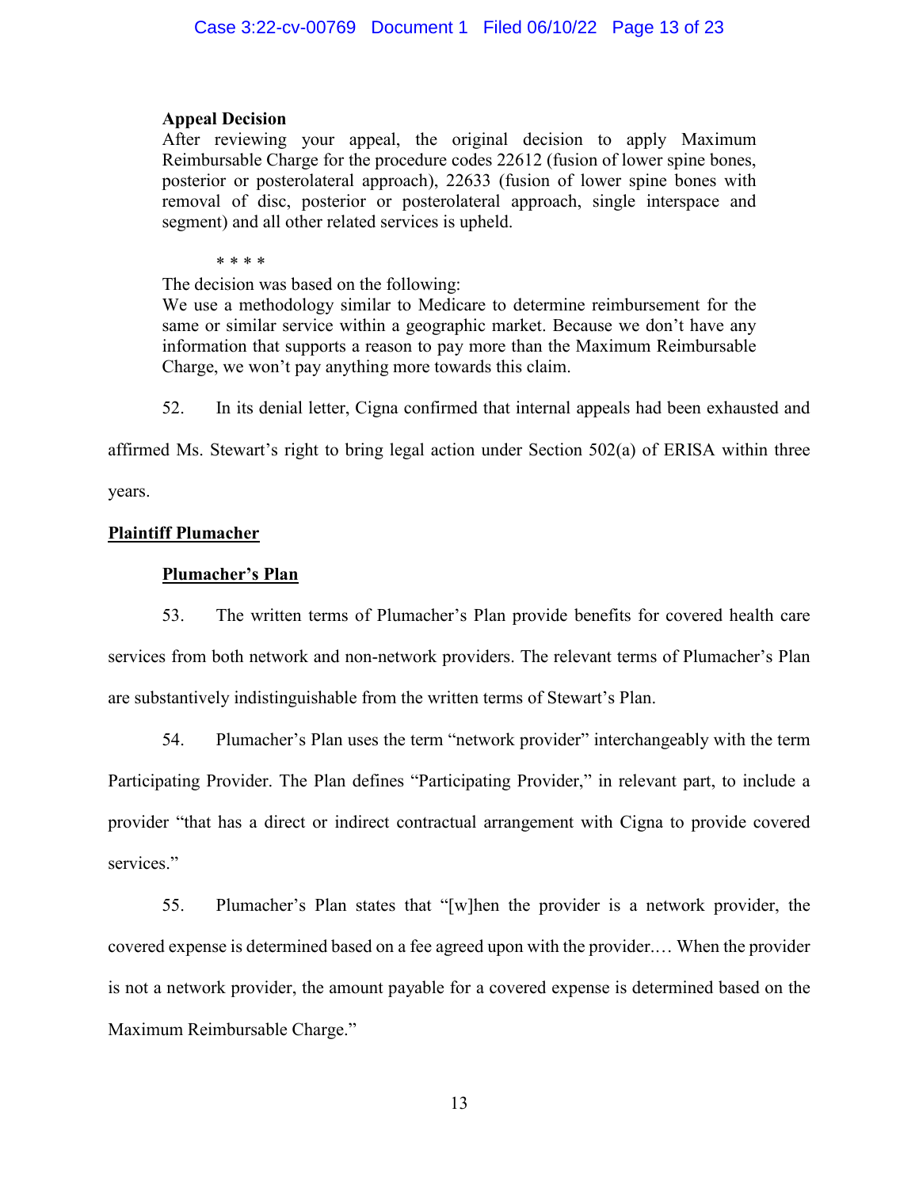**Appeal Decision**

After reviewing your appeal, the original decision to apply Maximum Reimbursable Charge for the procedure codes 22612 (fusion of lower spine bones, posterior or posterolateral approach), 22633 (fusion of lower spine bones with removal of disc, posterior or posterolateral approach, single interspace and segment) and all other related services is upheld.

\* \* \* \*

The decision was based on the following:

We use a methodology similar to Medicare to determine reimbursement for the same or similar service within a geographic market. Because we don't have any information that supports a reason to pay more than the Maximum Reimbursable Charge, we won't pay anything more towards this claim.

52. In its denial letter, Cigna confirmed that internal appeals had been exhausted and affirmed Ms. Stewart's right to bring legal action under Section 502(a) of ERISA within three years.

**Plaintiff Plumacher**

**Plumacher's Plan**

53. The written terms of Plumacher's Plan provide benefits for covered health care services from both network and non-network providers. The relevant terms of Plumacher's Plan are substantively indistinguishable from the written terms of Stewart's Plan.

54. Plumacher's Plan uses the term "network provider" interchangeably with the term Participating Provider. The Plan defines "Participating Provider," in relevant part, to include a provider "that has a direct or indirect contractual arrangement with Cigna to provide covered services."

55. Plumacher's Plan states that "[w]hen the provider is a network provider, the covered expense is determined based on a fee agreed upon with the provider.… When the provider is not a network provider, the amount payable for a covered expense is determined based on the Maximum Reimbursable Charge."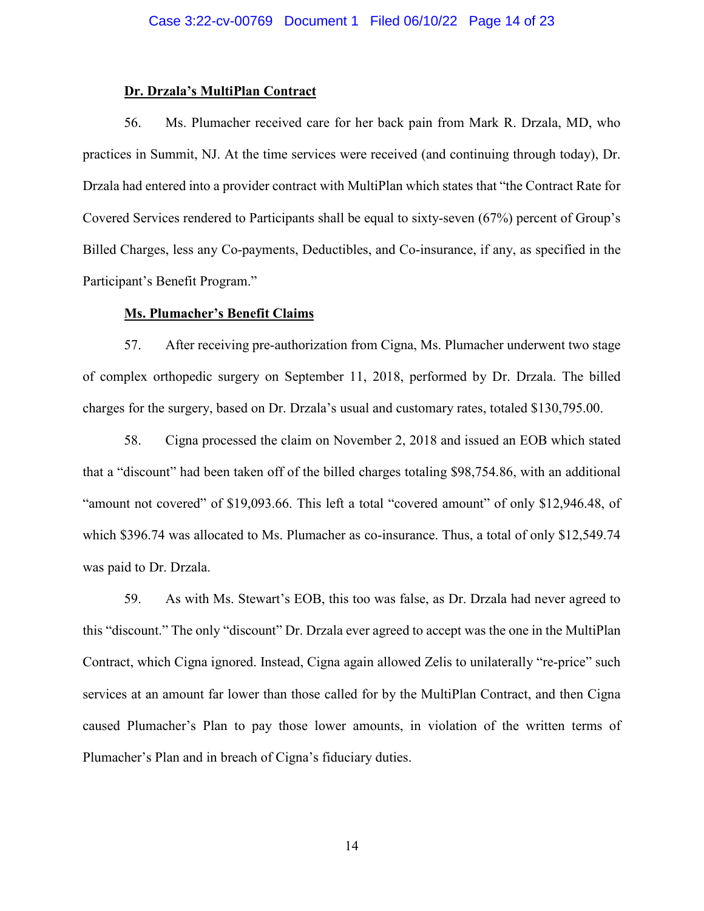**Dr. Drzala's MultiPlan Contract**

56. Ms. Plumacher received care for her back pain from Mark R. Drzala, MD, who practices in Summit, NJ. At the time services were received (and continuing through today), Dr. Drzala had entered into a provider contract with MultiPlan which states that "the Contract Rate for Covered Services rendered to Participants shall be equal to sixty-seven (67%) percent of Group's Billed Charges, less any Co-payments, Deductibles, and Co-insurance, if any, as specified in the Participant's Benefit Program."

**Ms. Plumacher's Benefit Claims**

57. After receiving pre-authorization from Cigna, Ms. Plumacher underwent two stage of complex orthopedic surgery on September 11, 2018, performed by Dr. Drzala. The billed charges for the surgery, based on Dr. Drzala's usual and customary rates, totaled $130,795.00.

58. Cigna processed the claim on November 2, 2018 and issued an EOB which stated that a "discount" had been taken off of the billed charges totaling $98,754.86, with an additional "amount not covered" of $19,093.66. This left a total "covered amount" of only $12,946.48, of which $396.74 was allocated to Ms. Plumacher as co-insurance. Thus, a total of only $12,549.74 was paid to Dr. Drzala.

59. As with Ms. Stewart's EOB, this too was false, as Dr. Drzala had never agreed to this "discount." The only "discount" Dr. Drzala ever agreed to accept was the one in the MultiPlan Contract, which Cigna ignored. Instead, Cigna again allowed Zelis to unilaterally "re-price" such services at an amount far lower than those called for by the MultiPlan Contract, and then Cigna caused Plumacher's Plan to pay those lower amounts, in violation of the written terms of Plumacher's Plan and in breach of Cigna's fiduciary duties.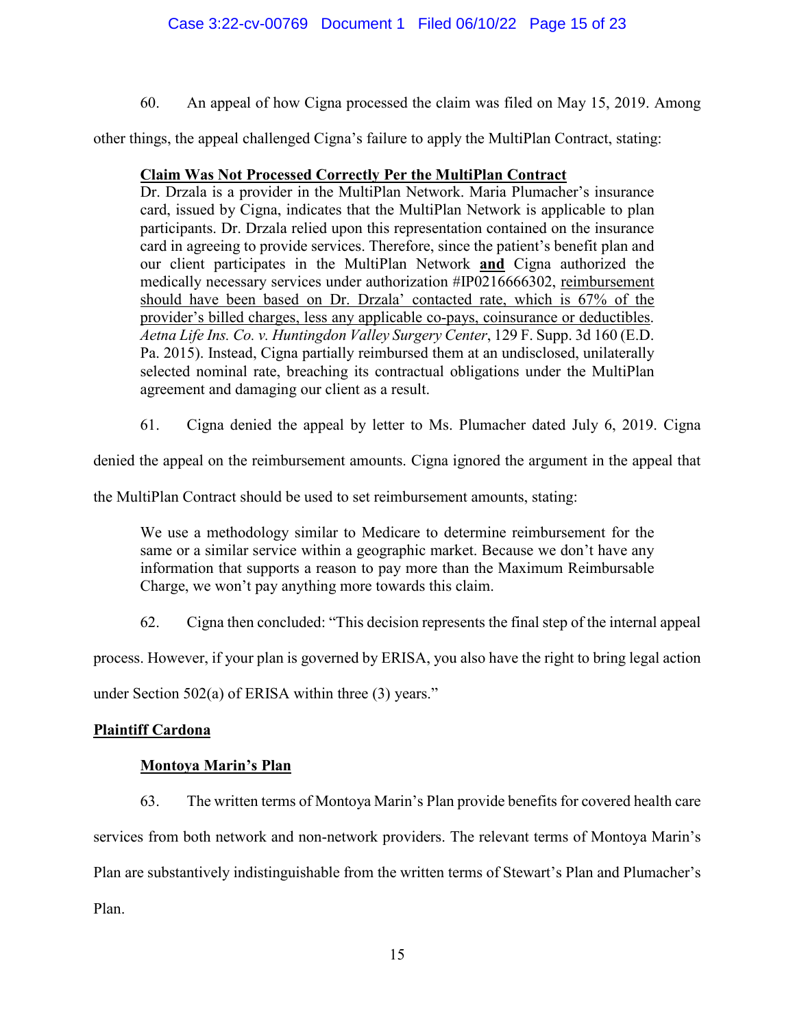60. An appeal of how Cigna processed the claim was filed on May 15, 2019. Among other things, the appeal challenged Cigna's failure to apply the MultiPlan Contract, stating:

> **<u>Claim Was Not Processed Correctly Per the MultiPlan Contract</u>**
> Dr. Drzala is a provider in the MultiPlan Network. Maria Plumacher's insurance card, issued by Cigna, indicates that the MultiPlan Network is applicable to plan participants. Dr. Drzala relied upon this representation contained on the insurance card in agreeing to provide services. Therefore, since the patient's benefit plan and our client participates in the MultiPlan Network **<u>and</u>** Cigna authorized the medically necessary services under authorization #IP0216666302, <u>reimbursement should have been based on Dr. Drzala' contacted rate, which is 67% of the provider's billed charges, less any applicable co-pays, coinsurance or deductibles</u>. *Aetna Life Ins. Co. v. Huntingdon Valley Surgery Center*, 129 F. Supp. 3d 160 (E.D. Pa. 2015). Instead, Cigna partially reimbursed them at an undisclosed, unilaterally selected nominal rate, breaching its contractual obligations under the MultiPlan agreement and damaging our client as a result.

61. Cigna denied the appeal by letter to Ms. Plumacher dated July 6, 2019. Cigna denied the appeal on the reimbursement amounts. Cigna ignored the argument in the appeal that the MultiPlan Contract should be used to set reimbursement amounts, stating:

> We use a methodology similar to Medicare to determine reimbursement for the same or a similar service within a geographic market. Because we don't have any information that supports a reason to pay more than the Maximum Reimbursable Charge, we won't pay anything more towards this claim.

62. Cigna then concluded: "This decision represents the final step of the internal appeal process. However, if your plan is governed by ERISA, you also have the right to bring legal action under Section 502(a) of ERISA within three (3) years."

## <u>Plaintiff Cardona</u>

### <u>Montoya Marin's Plan</u>

63. The written terms of Montoya Marin's Plan provide benefits for covered health care services from both network and non-network providers. The relevant terms of Montoya Marin's Plan are substantively indistinguishable from the written terms of Stewart's Plan and Plumacher's Plan.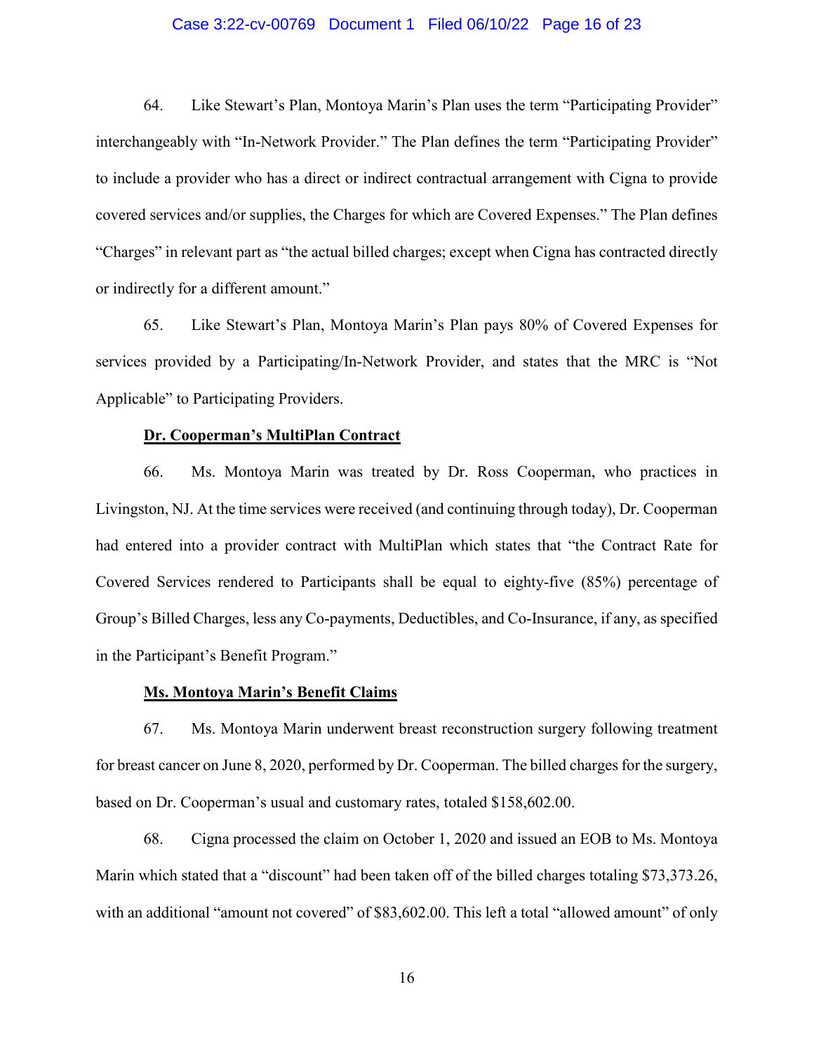64. Like Stewart's Plan, Montoya Marin's Plan uses the term "Participating Provider" interchangeably with "In-Network Provider." The Plan defines the term "Participating Provider" to include a provider who has a direct or indirect contractual arrangement with Cigna to provide covered services and/or supplies, the Charges for which are Covered Expenses." The Plan defines "Charges" in relevant part as "the actual billed charges; except when Cigna has contracted directly or indirectly for a different amount."

65. Like Stewart's Plan, Montoya Marin's Plan pays 80% of Covered Expenses for services provided by a Participating/In-Network Provider, and states that the MRC is "Not Applicable" to Participating Providers.

**Dr. Cooperman's MultiPlan Contract**

66. Ms. Montoya Marin was treated by Dr. Ross Cooperman, who practices in Livingston, NJ. At the time services were received (and continuing through today), Dr. Cooperman had entered into a provider contract with MultiPlan which states that "the Contract Rate for Covered Services rendered to Participants shall be equal to eighty-five (85%) percentage of Group's Billed Charges, less any Co-payments, Deductibles, and Co-Insurance, if any, as specified in the Participant's Benefit Program."

**Ms. Montoya Marin's Benefit Claims**

67. Ms. Montoya Marin underwent breast reconstruction surgery following treatment for breast cancer on June 8, 2020, performed by Dr. Cooperman. The billed charges for the surgery, based on Dr. Cooperman's usual and customary rates, totaled $158,602.00.

68. Cigna processed the claim on October 1, 2020 and issued an EOB to Ms. Montoya Marin which stated that a "discount" had been taken off of the billed charges totaling $73,373.26, with an additional "amount not covered" of $83,602.00. This left a total "allowed amount" of only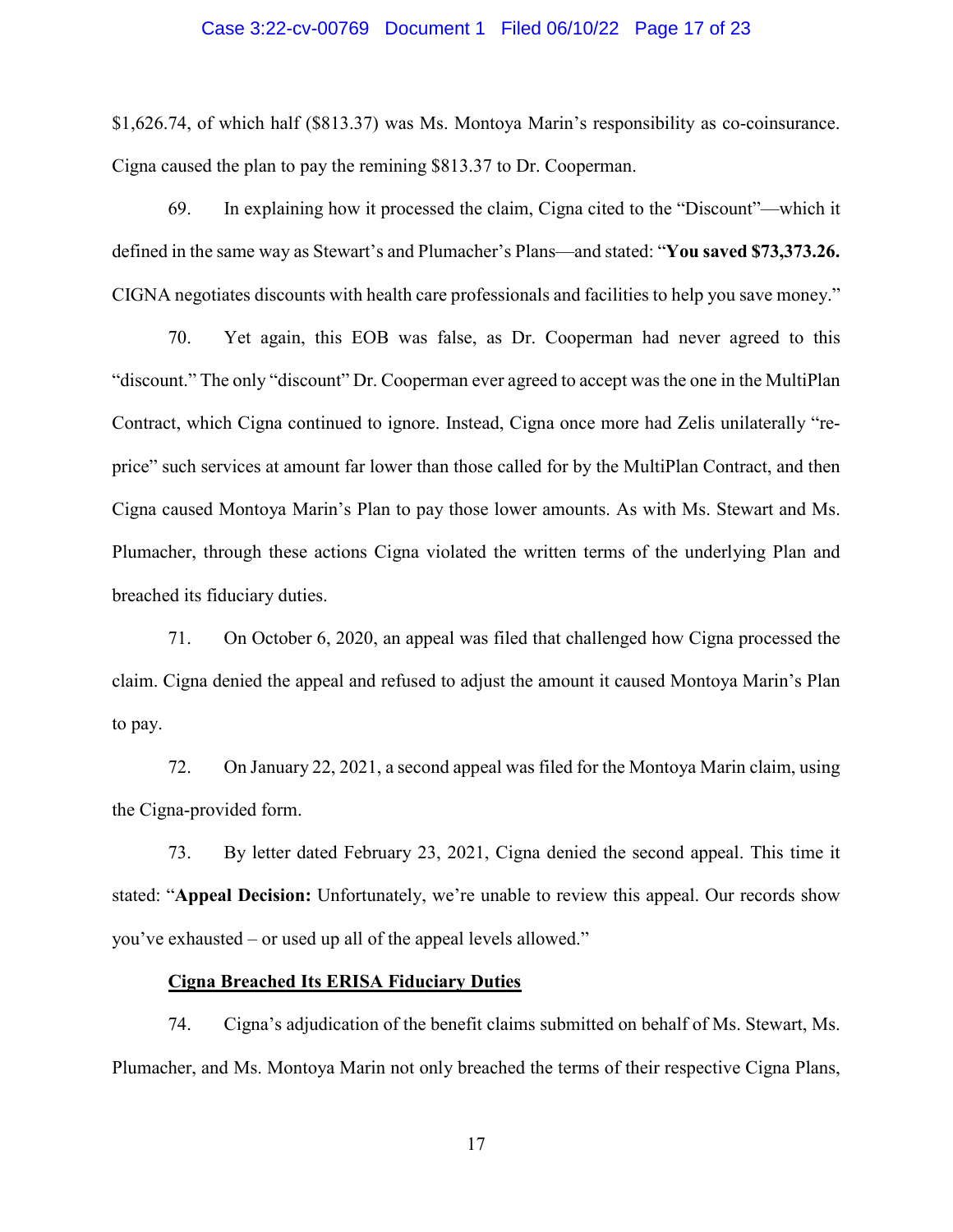$1,626.74, of which half ($813.37) was Ms. Montoya Marin's responsibility as co-coinsurance. Cigna caused the plan to pay the remining $813.37 to Dr. Cooperman.

69. In explaining how it processed the claim, Cigna cited to the "Discount"—which it defined in the same way as Stewart's and Plumacher's Plans—and stated: "**You saved $73,373.26.** CIGNA negotiates discounts with health care professionals and facilities to help you save money."

70. Yet again, this EOB was false, as Dr. Cooperman had never agreed to this "discount." The only "discount" Dr. Cooperman ever agreed to accept was the one in the MultiPlan Contract, which Cigna continued to ignore. Instead, Cigna once more had Zelis unilaterally "re-price" such services at amount far lower than those called for by the MultiPlan Contract, and then Cigna caused Montoya Marin's Plan to pay those lower amounts. As with Ms. Stewart and Ms. Plumacher, through these actions Cigna violated the written terms of the underlying Plan and breached its fiduciary duties.

71. On October 6, 2020, an appeal was filed that challenged how Cigna processed the claim. Cigna denied the appeal and refused to adjust the amount it caused Montoya Marin's Plan to pay.

72. On January 22, 2021, a second appeal was filed for the Montoya Marin claim, using the Cigna-provided form.

73. By letter dated February 23, 2021, Cigna denied the second appeal. This time it stated: "**Appeal Decision:** Unfortunately, we're unable to review this appeal. Our records show you've exhausted – or used up all of the appeal levels allowed."

**Cigna Breached Its ERISA Fiduciary Duties**

74. Cigna's adjudication of the benefit claims submitted on behalf of Ms. Stewart, Ms. Plumacher, and Ms. Montoya Marin not only breached the terms of their respective Cigna Plans,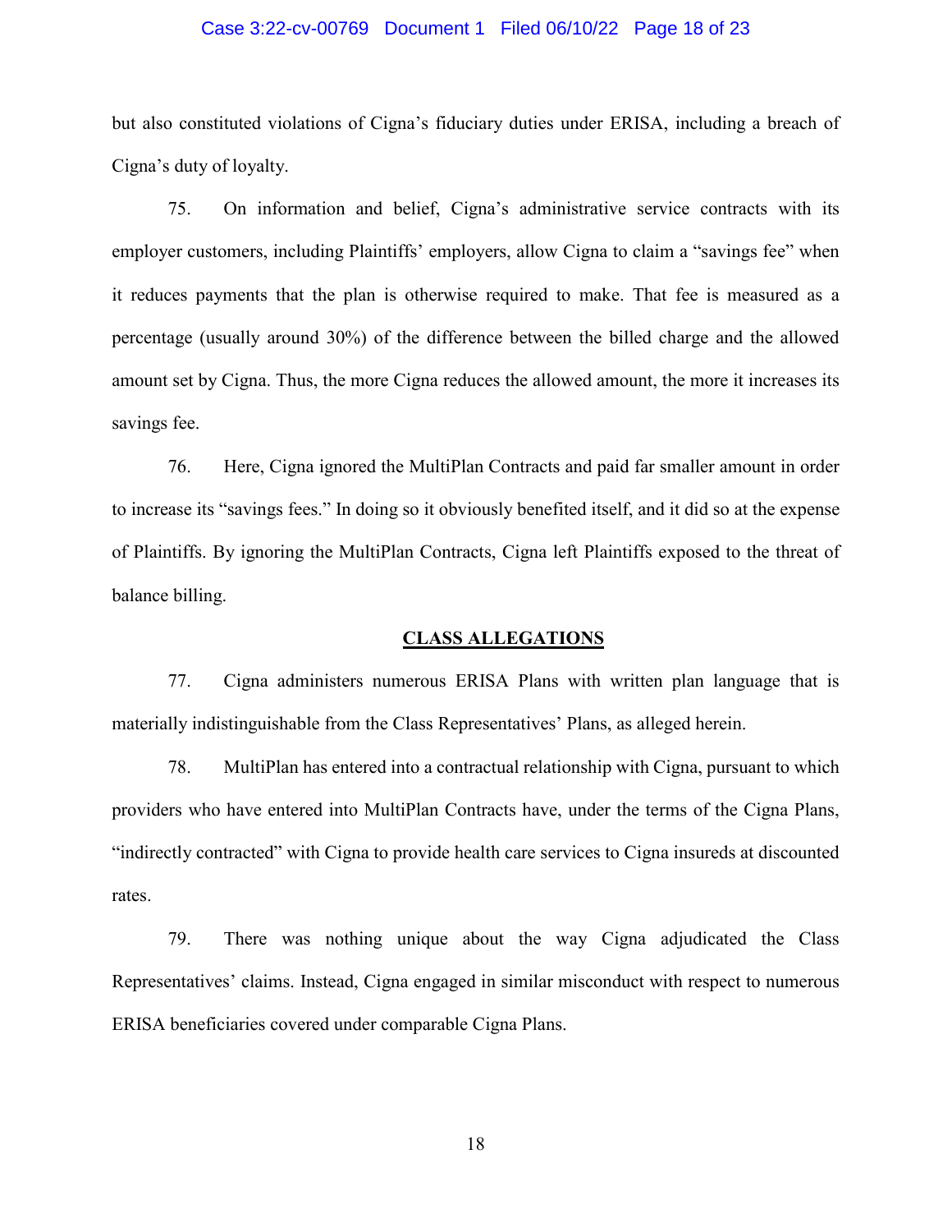but also constituted violations of Cigna's fiduciary duties under ERISA, including a breach of Cigna's duty of loyalty.

75. On information and belief, Cigna's administrative service contracts with its employer customers, including Plaintiffs' employers, allow Cigna to claim a "savings fee" when it reduces payments that the plan is otherwise required to make. That fee is measured as a percentage (usually around 30%) of the difference between the billed charge and the allowed amount set by Cigna. Thus, the more Cigna reduces the allowed amount, the more it increases its savings fee.

76. Here, Cigna ignored the MultiPlan Contracts and paid far smaller amount in order to increase its "savings fees." In doing so it obviously benefited itself, and it did so at the expense of Plaintiffs. By ignoring the MultiPlan Contracts, Cigna left Plaintiffs exposed to the threat of balance billing.

## CLASS ALLEGATIONS

77. Cigna administers numerous ERISA Plans with written plan language that is materially indistinguishable from the Class Representatives' Plans, as alleged herein.

78. MultiPlan has entered into a contractual relationship with Cigna, pursuant to which providers who have entered into MultiPlan Contracts have, under the terms of the Cigna Plans, "indirectly contracted" with Cigna to provide health care services to Cigna insureds at discounted rates.

79. There was nothing unique about the way Cigna adjudicated the Class Representatives' claims. Instead, Cigna engaged in similar misconduct with respect to numerous ERISA beneficiaries covered under comparable Cigna Plans.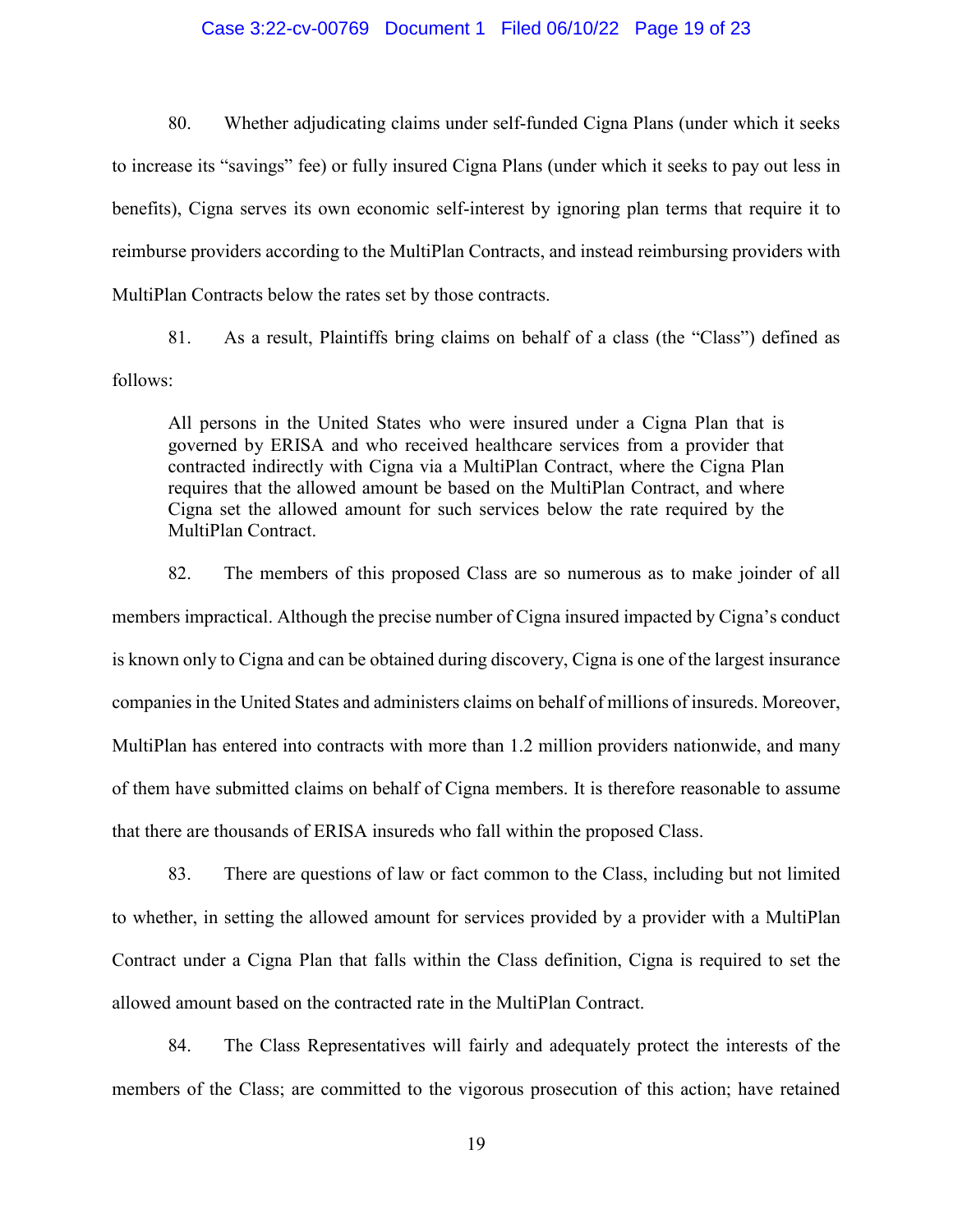80. Whether adjudicating claims under self-funded Cigna Plans (under which it seeks to increase its "savings" fee) or fully insured Cigna Plans (under which it seeks to pay out less in benefits), Cigna serves its own economic self-interest by ignoring plan terms that require it to reimburse providers according to the MultiPlan Contracts, and instead reimbursing providers with MultiPlan Contracts below the rates set by those contracts.

81. As a result, Plaintiffs bring claims on behalf of a class (the "Class") defined as follows:

> All persons in the United States who were insured under a Cigna Plan that is governed by ERISA and who received healthcare services from a provider that contracted indirectly with Cigna via a MultiPlan Contract, where the Cigna Plan requires that the allowed amount be based on the MultiPlan Contract, and where Cigna set the allowed amount for such services below the rate required by the MultiPlan Contract.

82. The members of this proposed Class are so numerous as to make joinder of all members impractical. Although the precise number of Cigna insured impacted by Cigna's conduct is known only to Cigna and can be obtained during discovery, Cigna is one of the largest insurance companies in the United States and administers claims on behalf of millions of insureds. Moreover, MultiPlan has entered into contracts with more than 1.2 million providers nationwide, and many of them have submitted claims on behalf of Cigna members. It is therefore reasonable to assume that there are thousands of ERISA insureds who fall within the proposed Class.

83. There are questions of law or fact common to the Class, including but not limited to whether, in setting the allowed amount for services provided by a provider with a MultiPlan Contract under a Cigna Plan that falls within the Class definition, Cigna is required to set the allowed amount based on the contracted rate in the MultiPlan Contract.

84. The Class Representatives will fairly and adequately protect the interests of the members of the Class; are committed to the vigorous prosecution of this action; have retained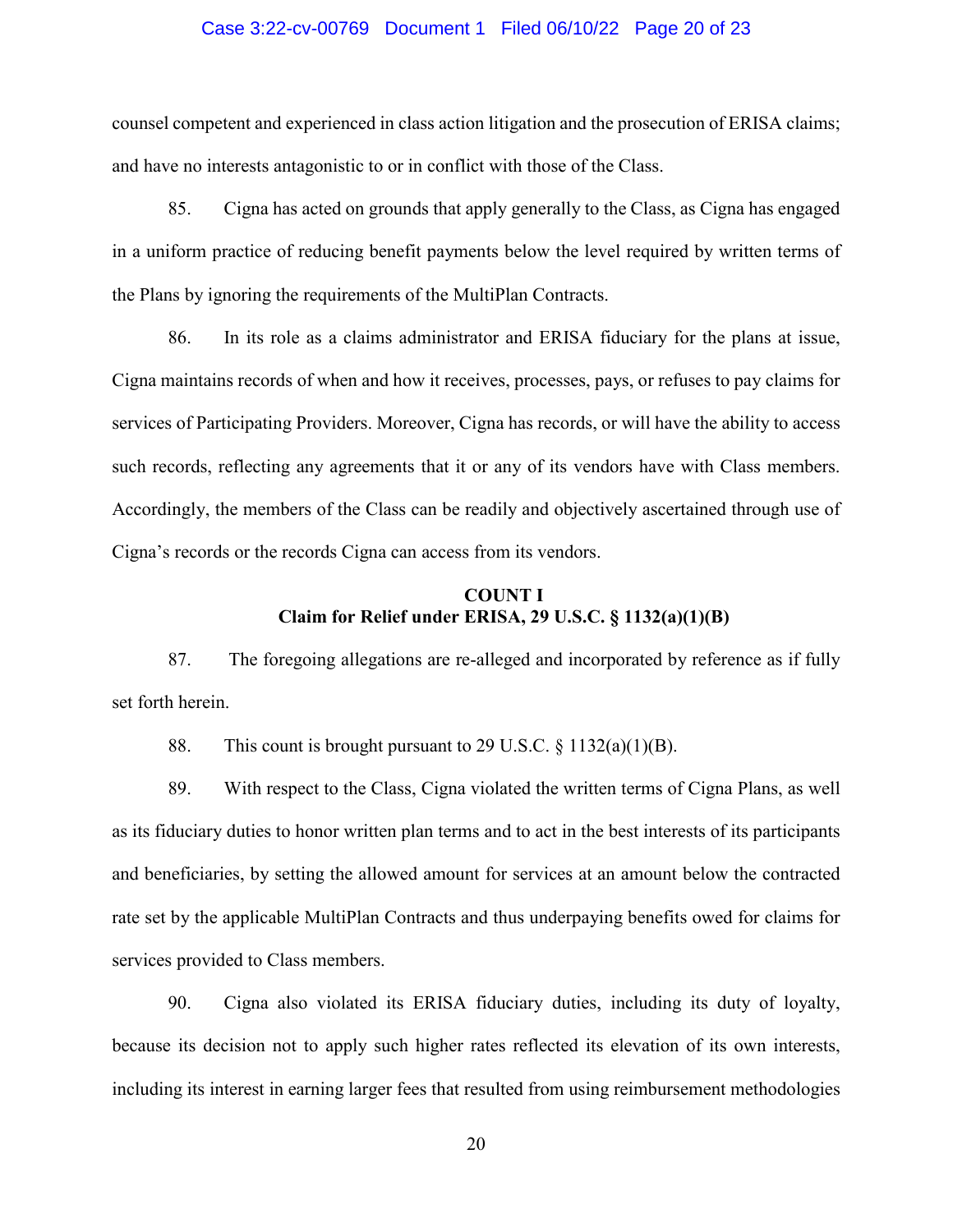counsel competent and experienced in class action litigation and the prosecution of ERISA claims; and have no interests antagonistic to or in conflict with those of the Class.

85. Cigna has acted on grounds that apply generally to the Class, as Cigna has engaged in a uniform practice of reducing benefit payments below the level required by written terms of the Plans by ignoring the requirements of the MultiPlan Contracts.

86. In its role as a claims administrator and ERISA fiduciary for the plans at issue, Cigna maintains records of when and how it receives, processes, pays, or refuses to pay claims for services of Participating Providers. Moreover, Cigna has records, or will have the ability to access such records, reflecting any agreements that it or any of its vendors have with Class members. Accordingly, the members of the Class can be readily and objectively ascertained through use of Cigna's records or the records Cigna can access from its vendors.

**COUNT I**
**Claim for Relief under ERISA, 29 U.S.C. § 1132(a)(1)(B)**

87. The foregoing allegations are re-alleged and incorporated by reference as if fully set forth herein.

88. This count is brought pursuant to 29 U.S.C. § 1132(a)(1)(B).

89. With respect to the Class, Cigna violated the written terms of Cigna Plans, as well as its fiduciary duties to honor written plan terms and to act in the best interests of its participants and beneficiaries, by setting the allowed amount for services at an amount below the contracted rate set by the applicable MultiPlan Contracts and thus underpaying benefits owed for claims for services provided to Class members.

90. Cigna also violated its ERISA fiduciary duties, including its duty of loyalty, because its decision not to apply such higher rates reflected its elevation of its own interests, including its interest in earning larger fees that resulted from using reimbursement methodologies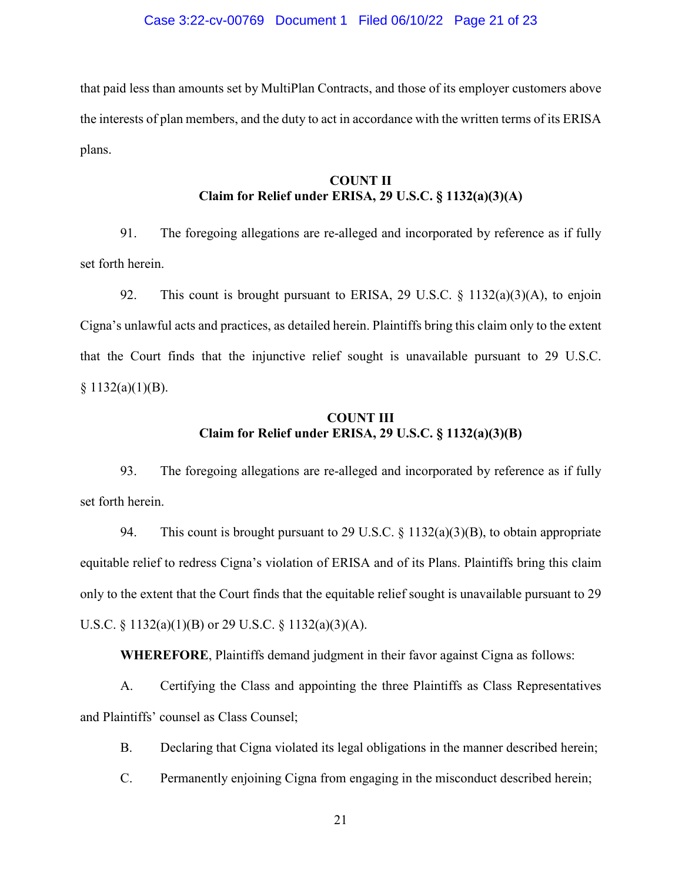that paid less than amounts set by MultiPlan Contracts, and those of its employer customers above the interests of plan members, and the duty to act in accordance with the written terms of its ERISA plans.

**COUNT II**
**Claim for Relief under ERISA, 29 U.S.C. § 1132(a)(3)(A)**

91. The foregoing allegations are re-alleged and incorporated by reference as if fully set forth herein.

92. This count is brought pursuant to ERISA, 29 U.S.C. § 1132(a)(3)(A), to enjoin Cigna's unlawful acts and practices, as detailed herein. Plaintiffs bring this claim only to the extent that the Court finds that the injunctive relief sought is unavailable pursuant to 29 U.S.C. § 1132(a)(1)(B).

**COUNT III**
**Claim for Relief under ERISA, 29 U.S.C. § 1132(a)(3)(B)**

93. The foregoing allegations are re-alleged and incorporated by reference as if fully set forth herein.

94. This count is brought pursuant to 29 U.S.C. § 1132(a)(3)(B), to obtain appropriate equitable relief to redress Cigna's violation of ERISA and of its Plans. Plaintiffs bring this claim only to the extent that the Court finds that the equitable relief sought is unavailable pursuant to 29 U.S.C. § 1132(a)(1)(B) or 29 U.S.C. § 1132(a)(3)(A).

**WHEREFORE**, Plaintiffs demand judgment in their favor against Cigna as follows:

A. Certifying the Class and appointing the three Plaintiffs as Class Representatives and Plaintiffs' counsel as Class Counsel;

B. Declaring that Cigna violated its legal obligations in the manner described herein;

C. Permanently enjoining Cigna from engaging in the misconduct described herein;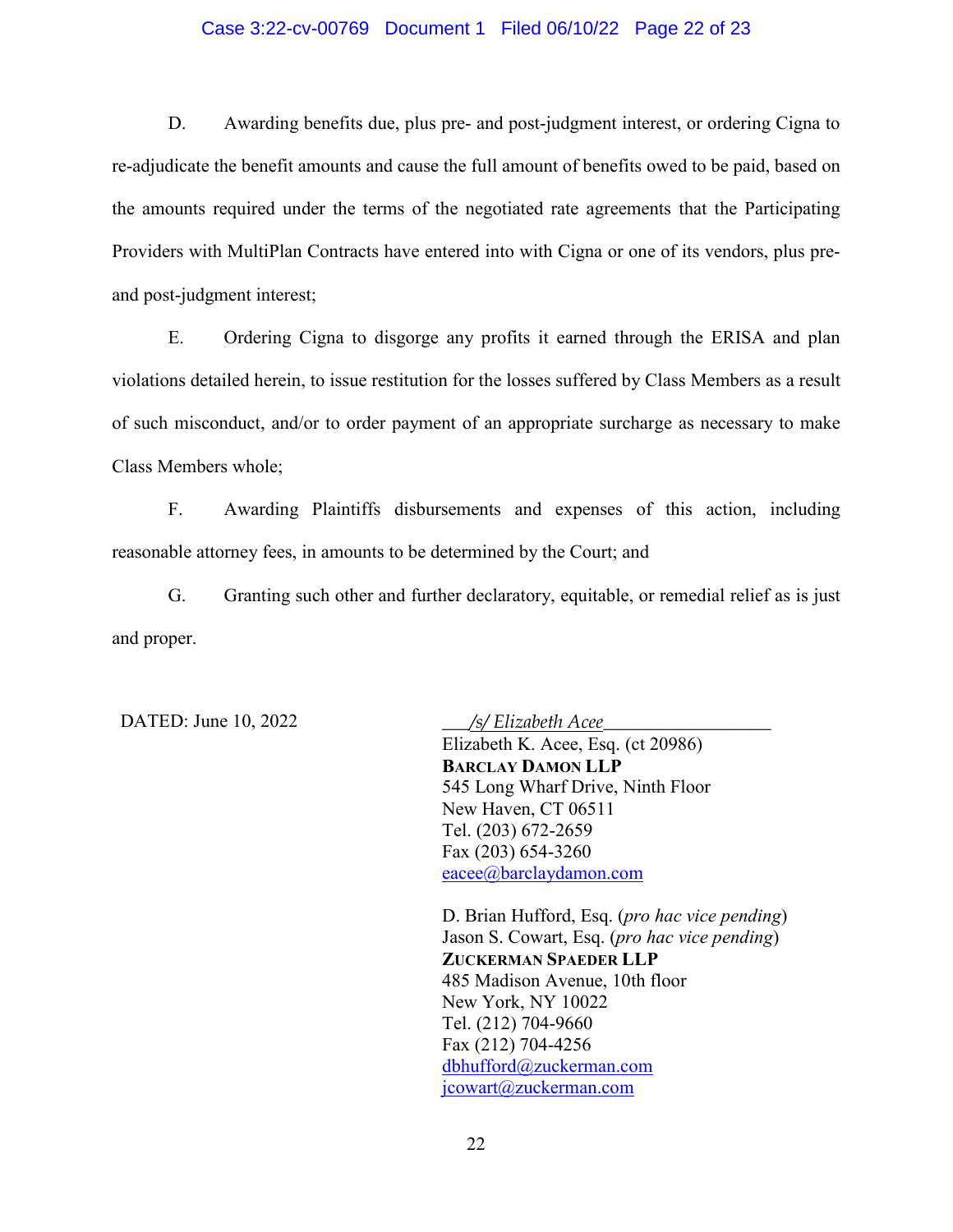D. Awarding benefits due, plus pre- and post-judgment interest, or ordering Cigna to re-adjudicate the benefit amounts and cause the full amount of benefits owed to be paid, based on the amounts required under the terms of the negotiated rate agreements that the Participating Providers with MultiPlan Contracts have entered into with Cigna or one of its vendors, plus pre- and post-judgment interest;

E. Ordering Cigna to disgorge any profits it earned through the ERISA and plan violations detailed herein, to issue restitution for the losses suffered by Class Members as a result of such misconduct, and/or to order payment of an appropriate surcharge as necessary to make Class Members whole;

F. Awarding Plaintiffs disbursements and expenses of this action, including reasonable attorney fees, in amounts to be determined by the Court; and

G. Granting such other and further declaratory, equitable, or remedial relief as is just and proper.

DATED: June 10, 2022

*/s/ Elizabeth Acee*
Elizabeth K. Acee, Esq. (ct 20986)
**BARCLAY DAMON LLP**
545 Long Wharf Drive, Ninth Floor
New Haven, CT 06511
Tel. (203) 672-2659
Fax (203) 654-3260
eacee@barclaydamon.com

D. Brian Hufford, Esq. (*pro hac vice pending*)
Jason S. Cowart, Esq. (*pro hac vice pending*)
**ZUCKERMAN SPAEDER LLP**
485 Madison Avenue, 10th floor
New York, NY 10022
Tel. (212) 704-9660
Fax (212) 704-4256
dbhufford@zuckerman.com
jcowart@zuckerman.com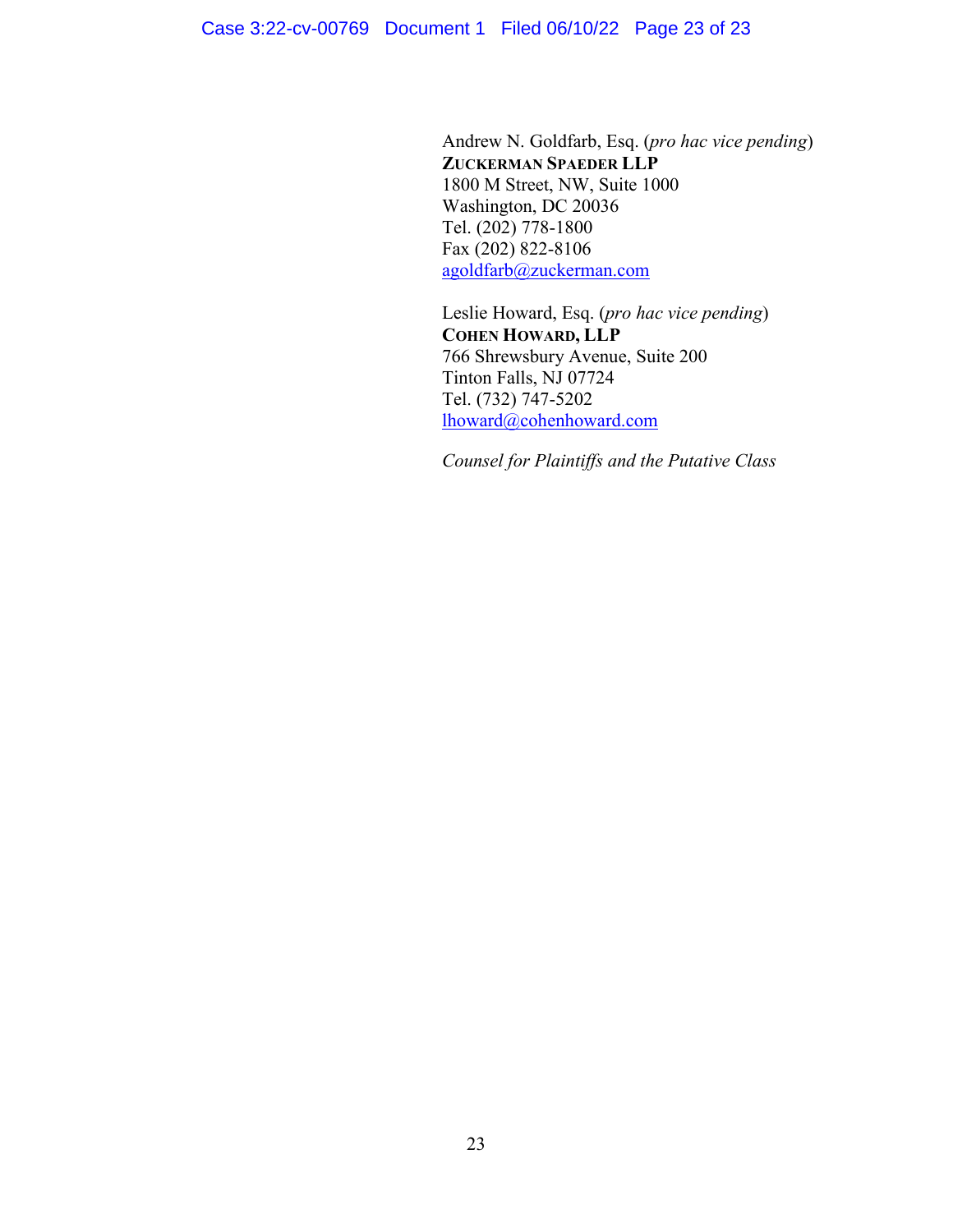Andrew N. Goldfarb, Esq. (*pro hac vice pending*)
**ZUCKERMAN SPAEDER LLP**
1800 M Street, NW, Suite 1000
Washington, DC 20036
Tel. (202) 778-1800
Fax (202) 822-8106
agoldfarb@zuckerman.com

Leslie Howard, Esq. (*pro hac vice pending*)
**COHEN HOWARD, LLP**
766 Shrewsbury Avenue, Suite 200
Tinton Falls, NJ 07724
Tel. (732) 747-5202
lhoward@cohenhoward.com

*Counsel for Plaintiffs and the Putative Class*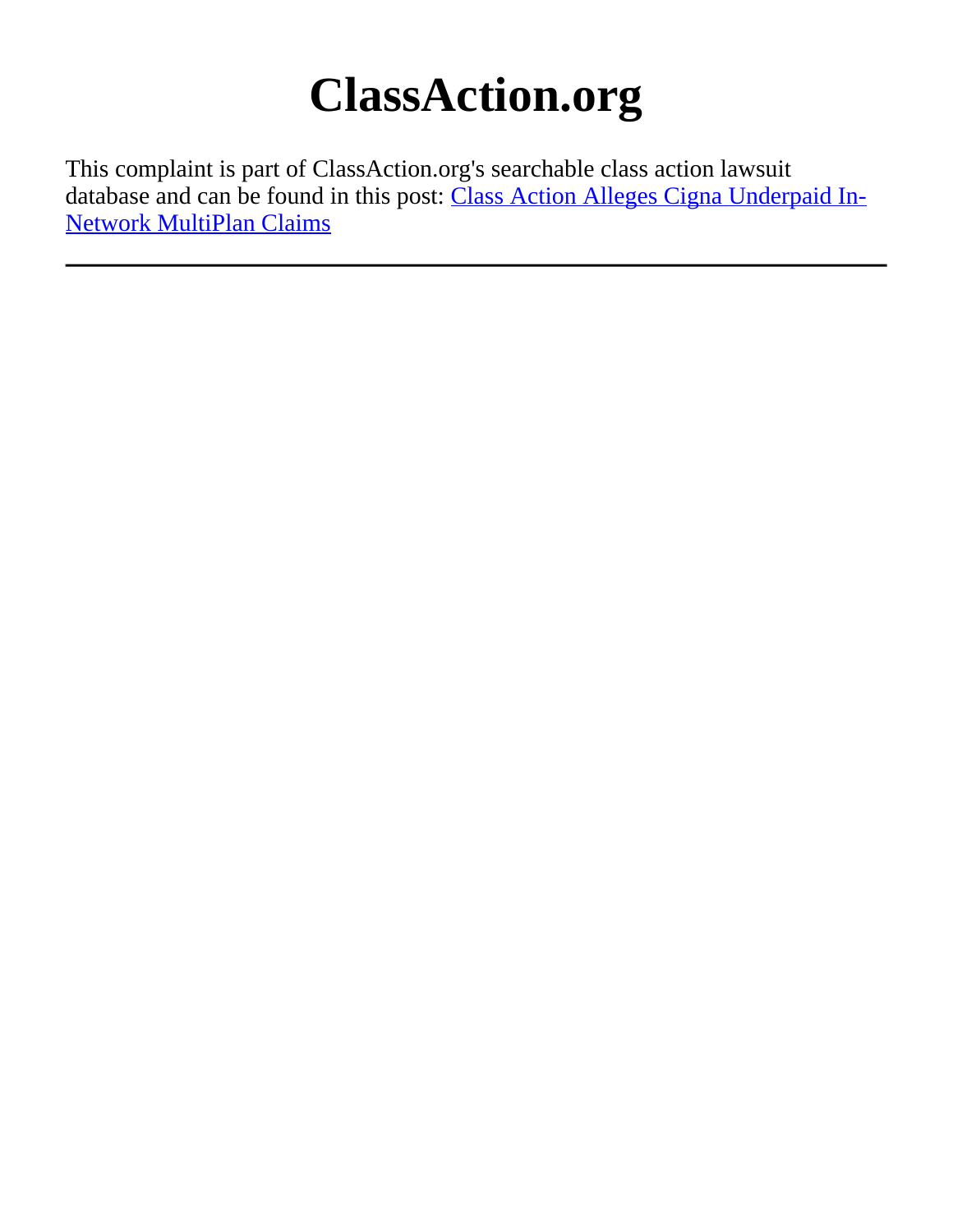# ClassAction.org

This complaint is part of ClassAction.org's searchable class action lawsuit database and can be found in this post: [Class Action Alleges Cigna Underpaid In-Network MultiPlan Claims]()

---